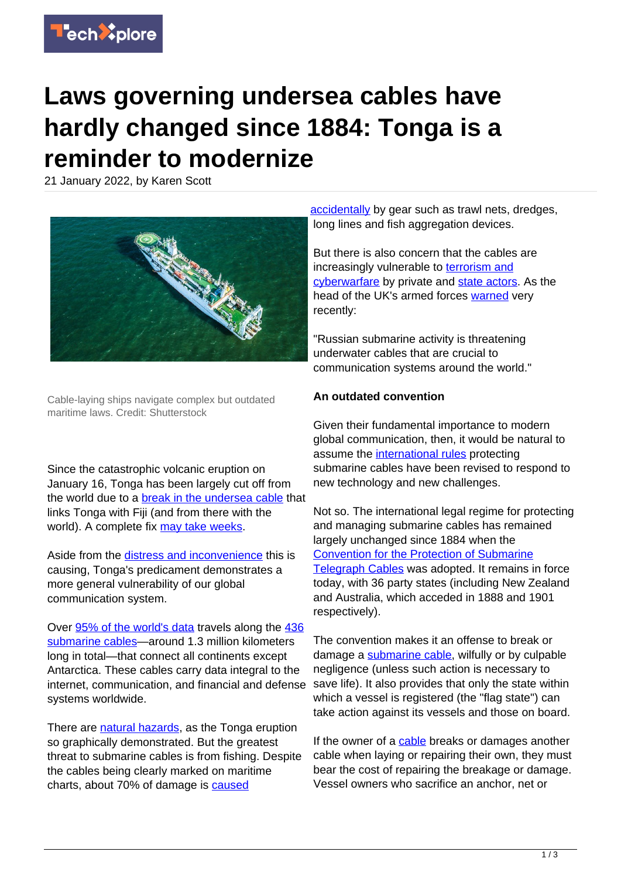# Laws governing undersea cables have hardly changed since 1884: Tonga is a reminder to modernize

21 January 2022, by Karen Scott

Cable-laying ships navigate complex but outdated maritime laws. Credit: Shutterstock

Since the catastrophic volcanic eruption on January 16, Tonga has been largely cut off from the world due to a break in the undersea cable that links Tonga with Fiji (and from there with the world). A complete fix may take weeks.

Aside from the distress and inconvenience this is causing, Tonga's predicament demonstrates a more general vulnerability of our global communication system.

Over 95% of the world's data travels along the 436 submarine cables—around 1.3 million kilometers long in total—that connect all continents except Antarctica. These cables carry data integral to the internet, communication, and financial and defense systems worldwide.

There are natural hazards, as the Tonga eruption so graphically demonstrated. But the greatest threat to submarine cables is from fishing. Despite the cables being clearly marked on maritime charts, about 70% of damage is caused accidentally by gear such as trawl nets, dredges, long lines and fish aggregation devices.

But there is also concern that the cables are increasingly vulnerable to terrorism and cyberwarfare by private and state actors. As the head of the UK's armed forces warned very recently:

"Russian submarine activity is threatening underwater cables that are crucial to communication systems around the world."

**An outdated convention**

Given their fundamental importance to modern global communication, then, it would be natural to assume the international rules protecting submarine cables have been revised to respond to new technology and new challenges.

Not so. The international legal regime for protecting and managing submarine cables has remained largely unchanged since 1884 when the Convention for the Protection of Submarine Telegraph Cables was adopted. It remains in force today, with 36 party states (including New Zealand and Australia, which acceded in 1888 and 1901 respectively).

The convention makes it an offense to break or damage a submarine cable, wilfully or by culpable negligence (unless such action is necessary to save life). It also provides that only the state within which a vessel is registered (the "flag state") can take action against its vessels and those on board.

If the owner of a cable breaks or damages another cable when laying or repairing their own, they must bear the cost of repairing the breakage or damage. Vessel owners who sacrifice an anchor, net or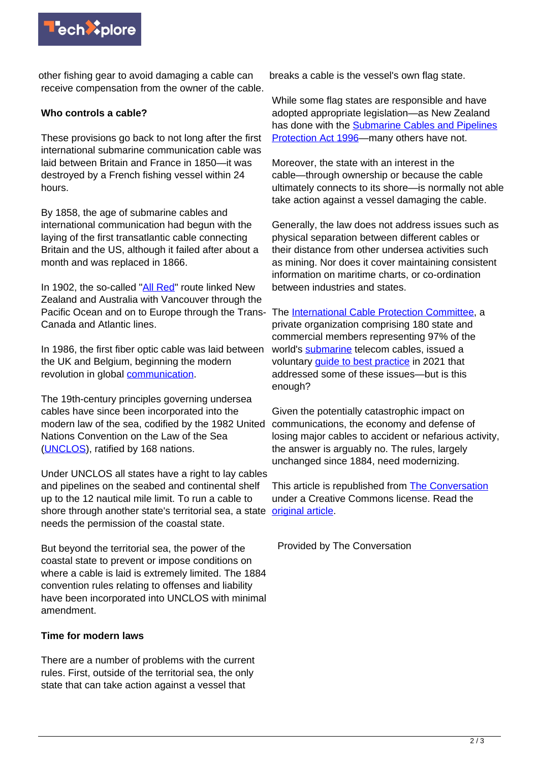other fishing gear to avoid damaging a cable can receive compensation from the owner of the cable.

### Who controls a cable?

These provisions go back to not long after the first international submarine communication cable was laid between Britain and France in 1850—it was destroyed by a French fishing vessel within 24 hours.

By 1858, the age of submarine cables and international communication had begun with the laying of the first transatlantic cable connecting Britain and the US, although it failed after about a month and was replaced in 1866.

In 1902, the so-called "All Red" route linked New Zealand and Australia with Vancouver through the Pacific Ocean and on to Europe through the Trans-Canada and Atlantic lines.

In 1986, the first fiber optic cable was laid between the UK and Belgium, beginning the modern revolution in global communication.

The 19th-century principles governing undersea cables have since been incorporated into the modern law of the sea, codified by the 1982 United Nations Convention on the Law of the Sea (UNCLOS), ratified by 168 nations.

Under UNCLOS all states have a right to lay cables and pipelines on the seabed and continental shelf up to the 12 nautical mile limit. To run a cable to shore through another state's territorial sea, a state needs the permission of the coastal state.

But beyond the territorial sea, the power of the coastal state to prevent or impose conditions on where a cable is laid is extremely limited. The 1884 convention rules relating to offenses and liability have been incorporated into UNCLOS with minimal amendment.

### Time for modern laws

There are a number of problems with the current rules. First, outside of the territorial sea, the only state that can take action against a vessel that breaks a cable is the vessel's own flag state.

While some flag states are responsible and have adopted appropriate legislation—as New Zealand has done with the Submarine Cables and Pipelines Protection Act 1996—many others have not.

Moreover, the state with an interest in the cable—through ownership or because the cable ultimately connects to its shore—is normally not able take action against a vessel damaging the cable.

Generally, the law does not address issues such as physical separation between different cables or their distance from other undersea activities such as mining. Nor does it cover maintaining consistent information on maritime charts, or co-ordination between industries and states.

The International Cable Protection Committee, a private organization comprising 180 state and commercial members representing 97% of the world's submarine telecom cables, issued a voluntary guide to best practice in 2021 that addressed some of these issues—but is this enough?

Given the potentially catastrophic impact on communications, the economy and defense of losing major cables to accident or nefarious activity, the answer is arguably no. The rules, largely unchanged since 1884, need modernizing.

This article is republished from The Conversation under a Creative Commons license. Read the original article.

Provided by The Conversation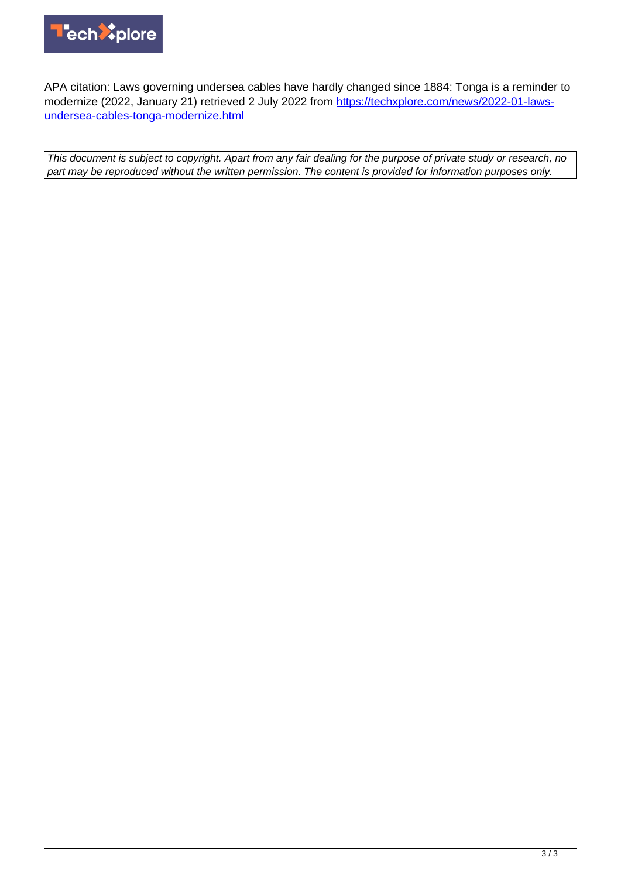APA citation: Laws governing undersea cables have hardly changed since 1884: Tonga is a reminder to modernize (2022, January 21) retrieved 2 July 2022 from [https://techxplore.com/news/2022-01-laws-undersea-cables-tonga-modernize.html](https://techxplore.com/news/2022-01-laws-undersea-cables-tonga-modernize.html)

*This document is subject to copyright. Apart from any fair dealing for the purpose of private study or research, no part may be reproduced without the written permission. The content is provided for information purposes only.*